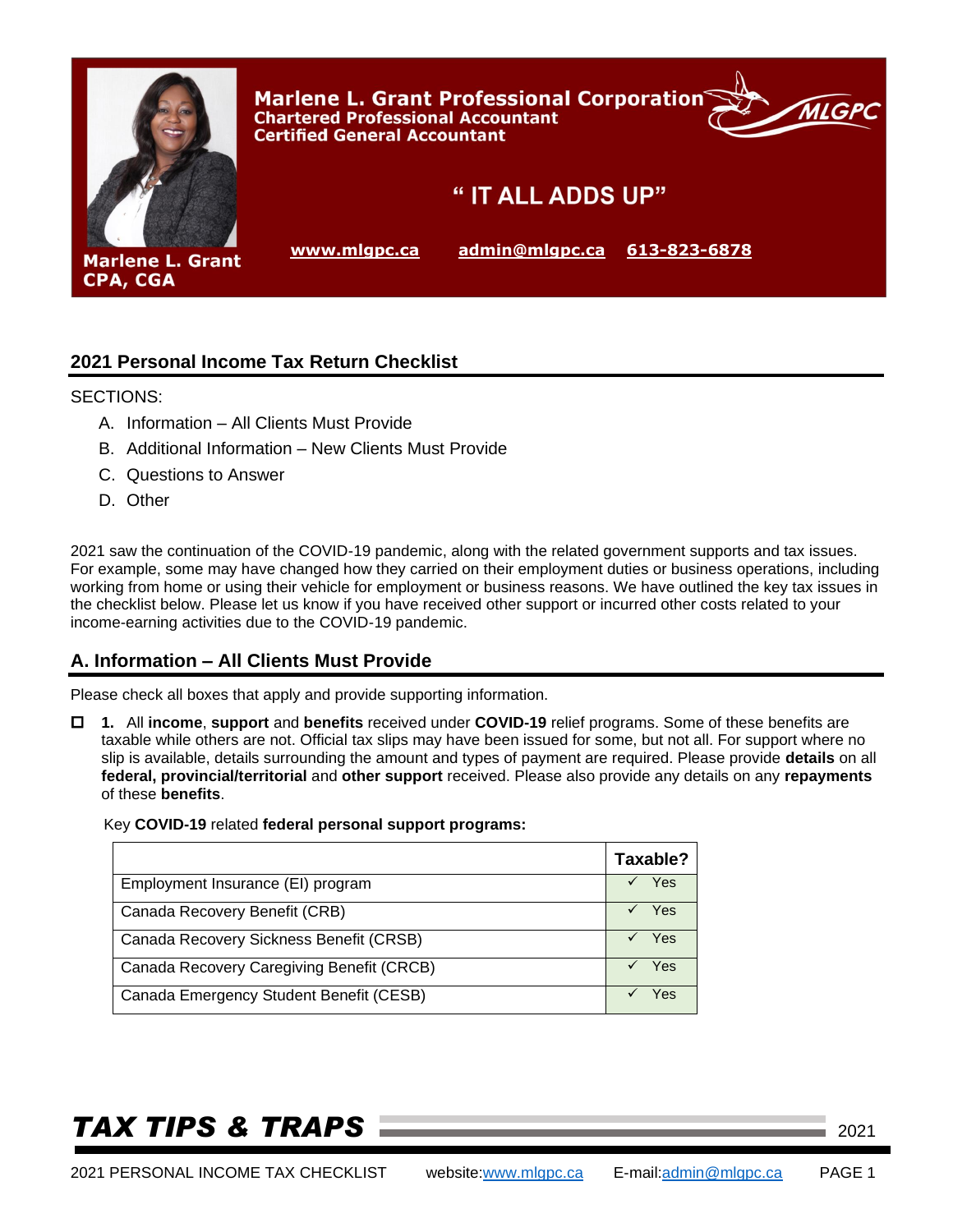**Marlene L. Grant Professional Corporation**
**Chartered Professional Accountant**
**Certified General Accountant**

**" IT ALL ADDS UP"**

**Marlene L. Grant CPA, CGA**

www.mlgpc.ca    admin@mlgpc.ca    613-823-6878

## 2021 Personal Income Tax Return Checklist

SECTIONS:

A. Information – All Clients Must Provide
B. Additional Information – New Clients Must Provide
C. Questions to Answer
D. Other

2021 saw the continuation of the COVID-19 pandemic, along with the related government supports and tax issues. For example, some may have changed how they carried on their employment duties or business operations, including working from home or using their vehicle for employment or business reasons. We have outlined the key tax issues in the checklist below. Please let us know if you have received other support or incurred other costs related to your income-earning activities due to the COVID-19 pandemic.

## A. Information – All Clients Must Provide

Please check all boxes that apply and provide supporting information.

- [ ] **1.** All **income**, **support** and **benefits** received under **COVID-19** relief programs. Some of these benefits are taxable while others are not. Official tax slips may have been issued for some, but not all. For support where no slip is available, details surrounding the amount and types of payment are required. Please provide **details** on all **federal, provincial/territorial** and **other support** received. Please also provide any details on any **repayments** of these **benefits**.

  Key **COVID-19** related **federal personal support programs:**

| | Taxable? |
|---|---|
| Employment Insurance (EI) program | ✓ Yes |
| Canada Recovery Benefit (CRB) | ✓ Yes |
| Canada Recovery Sickness Benefit (CRSB) | ✓ Yes |
| Canada Recovery Caregiving Benefit (CRCB) | ✓ Yes |
| Canada Emergency Student Benefit (CESB) | ✓ Yes |

***TAX TIPS & TRAPS*** 2021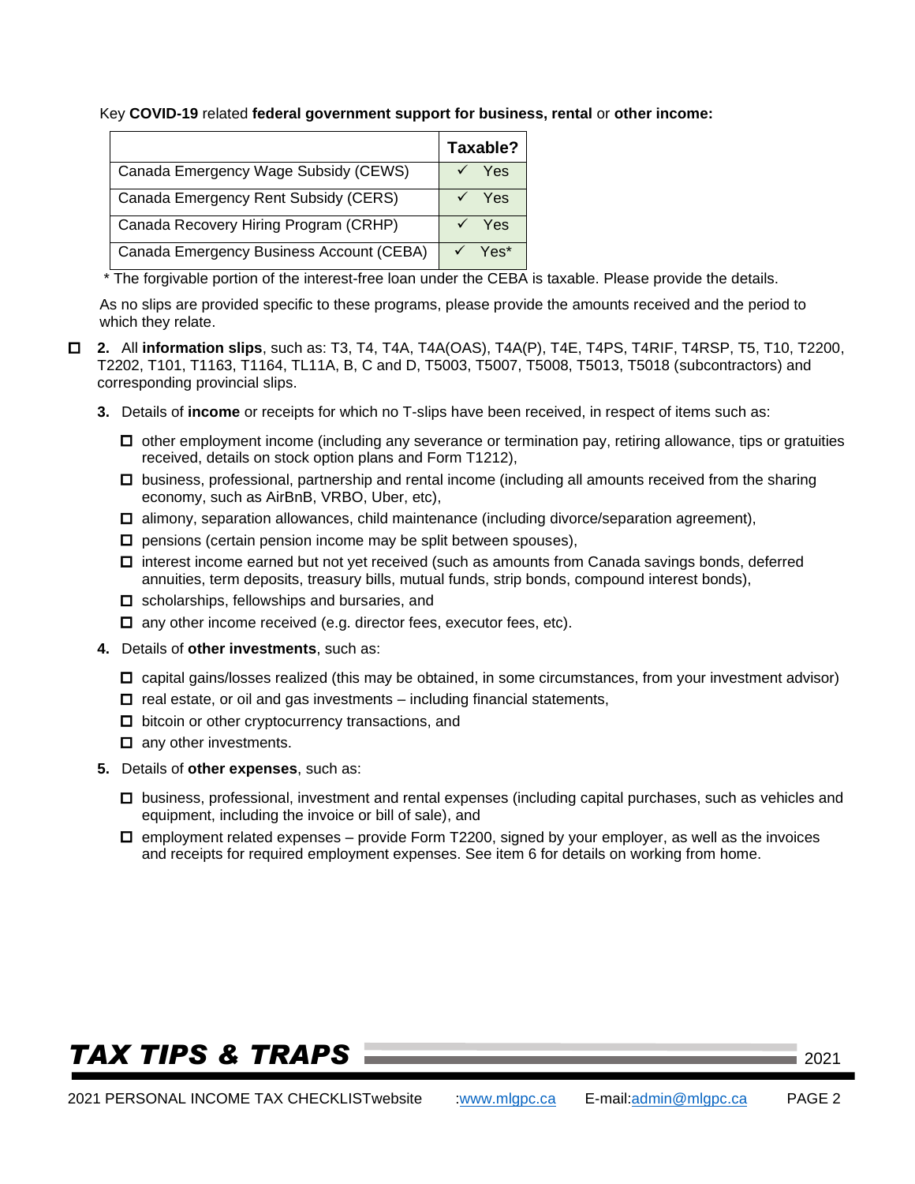Key **COVID-19** related **federal government support for business, rental** or **other income:**

| | Taxable? |
|---|---|
| Canada Emergency Wage Subsidy (CEWS) | ✓ Yes |
| Canada Emergency Rent Subsidy (CERS) | ✓ Yes |
| Canada Recovery Hiring Program (CRHP) | ✓ Yes |
| Canada Emergency Business Account (CEBA) | ✓ Yes* |

* The forgivable portion of the interest-free loan under the CEBA is taxable. Please provide the details.

As no slips are provided specific to these programs, please provide the amounts received and the period to which they relate.

- ☐ **2.** All **information slips**, such as: T3, T4, T4A, T4A(OAS), T4A(P), T4E, T4PS, T4RIF, T4RSP, T5, T10, T2200, T2202, T101, T1163, T1164, TL11A, B, C and D, T5003, T5007, T5008, T5013, T5018 (subcontractors) and corresponding provincial slips.

**3.** Details of **income** or receipts for which no T-slips have been received, in respect of items such as:

- ☐ other employment income (including any severance or termination pay, retiring allowance, tips or gratuities received, details on stock option plans and Form T1212),
- ☐ business, professional, partnership and rental income (including all amounts received from the sharing economy, such as AirBnB, VRBO, Uber, etc),
- ☐ alimony, separation allowances, child maintenance (including divorce/separation agreement),
- ☐ pensions (certain pension income may be split between spouses),
- ☐ interest income earned but not yet received (such as amounts from Canada savings bonds, deferred annuities, term deposits, treasury bills, mutual funds, strip bonds, compound interest bonds),
- ☐ scholarships, fellowships and bursaries, and
- ☐ any other income received (e.g. director fees, executor fees, etc).

**4.** Details of **other investments**, such as:

- ☐ capital gains/losses realized (this may be obtained, in some circumstances, from your investment advisor)
- ☐ real estate, or oil and gas investments – including financial statements,
- ☐ bitcoin or other cryptocurrency transactions, and
- ☐ any other investments.

**5.** Details of **other expenses**, such as:

- ☐ business, professional, investment and rental expenses (including capital purchases, such as vehicles and equipment, including the invoice or bill of sale), and
- ☐ employment related expenses – provide Form T2200, signed by your employer, as well as the invoices and receipts for required employment expenses. See item 6 for details on working from home.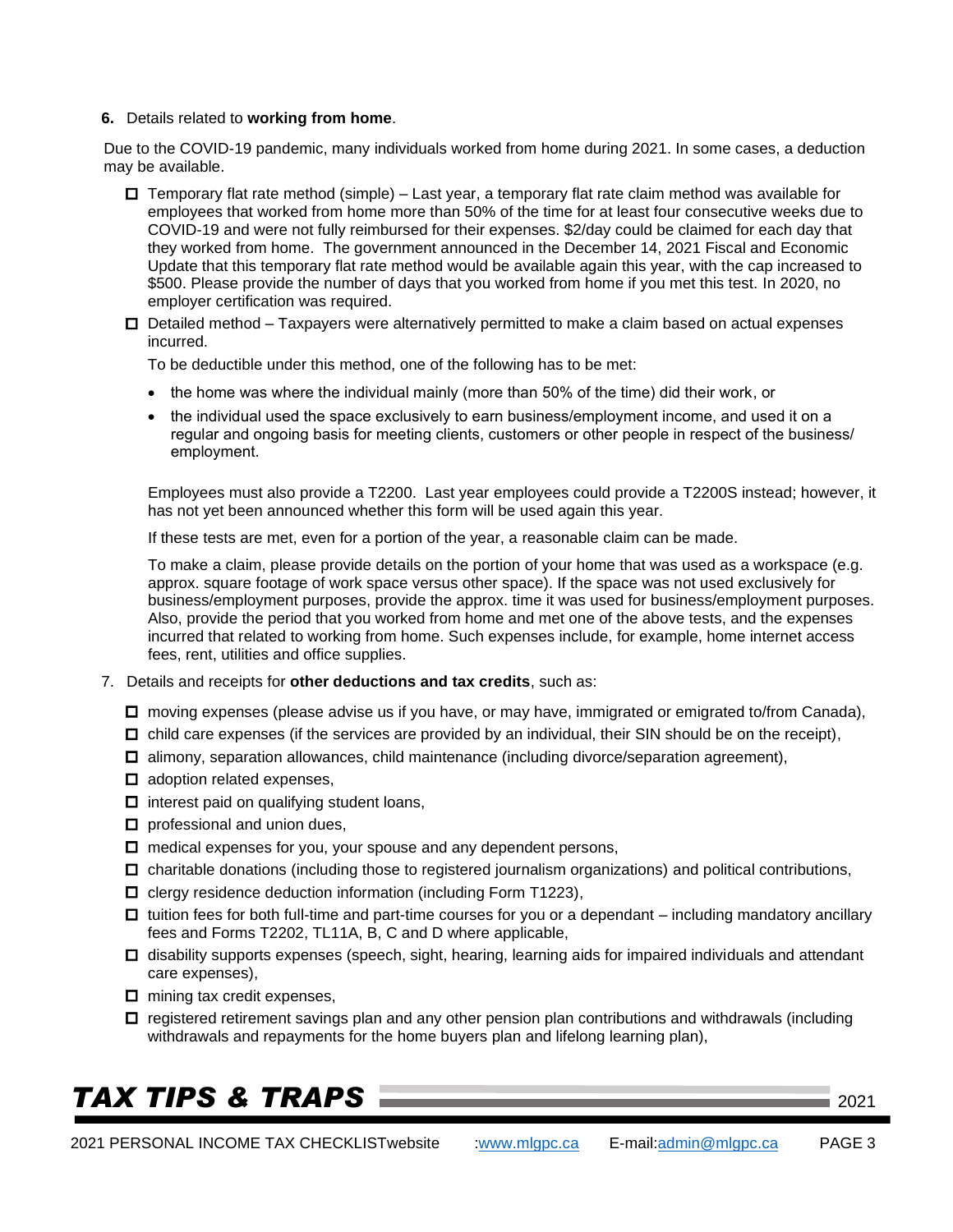6. Details related to **working from home**.

Due to the COVID-19 pandemic, many individuals worked from home during 2021. In some cases, a deduction may be available.

- ☐ Temporary flat rate method (simple) – Last year, a temporary flat rate claim method was available for employees that worked from home more than 50% of the time for at least four consecutive weeks due to COVID-19 and were not fully reimbursed for their expenses. $2/day could be claimed for each day that they worked from home. The government announced in the December 14, 2021 Fiscal and Economic Update that this temporary flat rate method would be available again this year, with the cap increased to $500. Please provide the number of days that you worked from home if you met this test. In 2020, no employer certification was required.
- ☐ Detailed method – Taxpayers were alternatively permitted to make a claim based on actual expenses incurred.

  To be deductible under this method, one of the following has to be met:

  - the home was where the individual mainly (more than 50% of the time) did their work, or
  - the individual used the space exclusively to earn business/employment income, and used it on a regular and ongoing basis for meeting clients, customers or other people in respect of the business/ employment.

  Employees must also provide a T2200. Last year employees could provide a T2200S instead; however, it has not yet been announced whether this form will be used again this year.

  If these tests are met, even for a portion of the year, a reasonable claim can be made.

  To make a claim, please provide details on the portion of your home that was used as a workspace (e.g. approx. square footage of work space versus other space). If the space was not used exclusively for business/employment purposes, provide the approx. time it was used for business/employment purposes. Also, provide the period that you worked from home and met one of the above tests, and the expenses incurred that related to working from home. Such expenses include, for example, home internet access fees, rent, utilities and office supplies.

7. Details and receipts for **other deductions and tax credits**, such as:

- ☐ moving expenses (please advise us if you have, or may have, immigrated or emigrated to/from Canada),
- ☐ child care expenses (if the services are provided by an individual, their SIN should be on the receipt),
- ☐ alimony, separation allowances, child maintenance (including divorce/separation agreement),
- ☐ adoption related expenses,
- ☐ interest paid on qualifying student loans,
- ☐ professional and union dues,
- ☐ medical expenses for you, your spouse and any dependent persons,
- ☐ charitable donations (including those to registered journalism organizations) and political contributions,
- ☐ clergy residence deduction information (including Form T1223),
- ☐ tuition fees for both full-time and part-time courses for you or a dependant – including mandatory ancillary fees and Forms T2202, TL11A, B, C and D where applicable,
- ☐ disability supports expenses (speech, sight, hearing, learning aids for impaired individuals and attendant care expenses),
- ☐ mining tax credit expenses,
- ☐ registered retirement savings plan and any other pension plan contributions and withdrawals (including withdrawals and repayments for the home buyers plan and lifelong learning plan),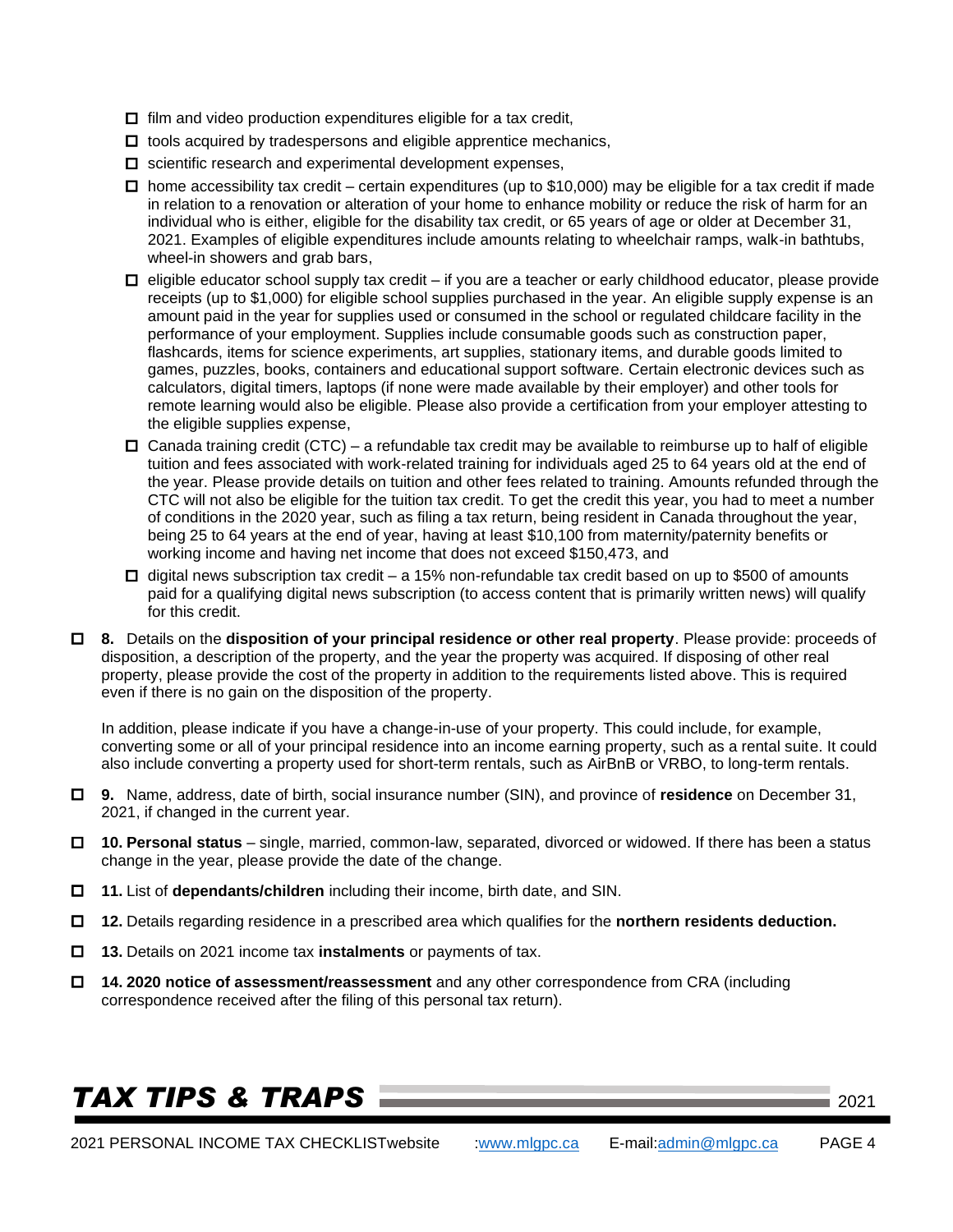- ☐ film and video production expenditures eligible for a tax credit,
- ☐ tools acquired by tradespersons and eligible apprentice mechanics,
- ☐ scientific research and experimental development expenses,
- ☐ home accessibility tax credit – certain expenditures (up to $10,000) may be eligible for a tax credit if made in relation to a renovation or alteration of your home to enhance mobility or reduce the risk of harm for an individual who is either, eligible for the disability tax credit, or 65 years of age or older at December 31, 2021. Examples of eligible expenditures include amounts relating to wheelchair ramps, walk-in bathtubs, wheel-in showers and grab bars,
- ☐ eligible educator school supply tax credit – if you are a teacher or early childhood educator, please provide receipts (up to $1,000) for eligible school supplies purchased in the year. An eligible supply expense is an amount paid in the year for supplies used or consumed in the school or regulated childcare facility in the performance of your employment. Supplies include consumable goods such as construction paper, flashcards, items for science experiments, art supplies, stationary items, and durable goods limited to games, puzzles, books, containers and educational support software. Certain electronic devices such as calculators, digital timers, laptops (if none were made available by their employer) and other tools for remote learning would also be eligible. Please also provide a certification from your employer attesting to the eligible supplies expense,
- ☐ Canada training credit (CTC) – a refundable tax credit may be available to reimburse up to half of eligible tuition and fees associated with work-related training for individuals aged 25 to 64 years old at the end of the year. Please provide details on tuition and other fees related to training. Amounts refunded through the CTC will not also be eligible for the tuition tax credit. To get the credit this year, you had to meet a number of conditions in the 2020 year, such as filing a tax return, being resident in Canada throughout the year, being 25 to 64 years at the end of year, having at least $10,100 from maternity/paternity benefits or working income and having net income that does not exceed $150,473, and
- ☐ digital news subscription tax credit – a 15% non-refundable tax credit based on up to $500 of amounts paid for a qualifying digital news subscription (to access content that is primarily written news) will qualify for this credit.

☐ **8.** Details on the **disposition of your principal residence or other real property**. Please provide: proceeds of disposition, a description of the property, and the year the property was acquired. If disposing of other real property, please provide the cost of the property in addition to the requirements listed above. This is required even if there is no gain on the disposition of the property.

In addition, please indicate if you have a change-in-use of your property. This could include, for example, converting some or all of your principal residence into an income earning property, such as a rental suite. It could also include converting a property used for short-term rentals, such as AirBnB or VRBO, to long-term rentals.

☐ **9.** Name, address, date of birth, social insurance number (SIN), and province of **residence** on December 31, 2021, if changed in the current year.

☐ **10. Personal status** – single, married, common-law, separated, divorced or widowed. If there has been a status change in the year, please provide the date of the change.

☐ **11.** List of **dependants/children** including their income, birth date, and SIN.

☐ **12.** Details regarding residence in a prescribed area which qualifies for the **northern residents deduction.**

☐ **13.** Details on 2021 income tax **instalments** or payments of tax.

☐ **14. 2020 notice of assessment/reassessment** and any other correspondence from CRA (including correspondence received after the filing of this personal tax return).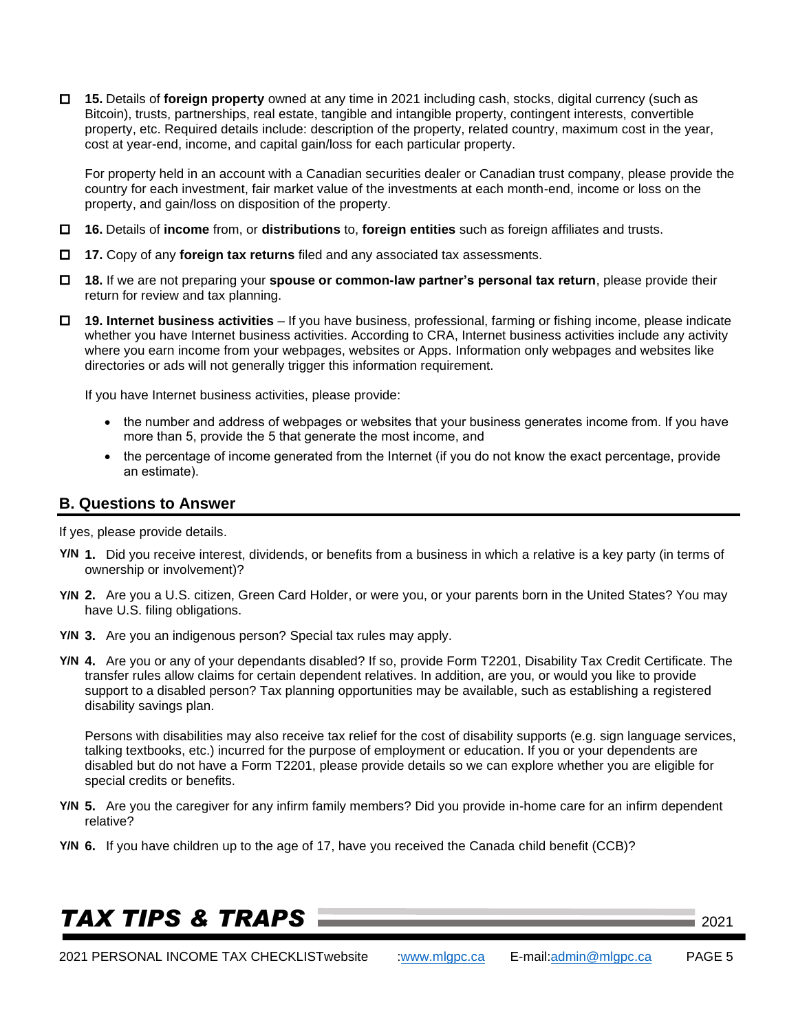- ☐ **15.** Details of **foreign property** owned at any time in 2021 including cash, stocks, digital currency (such as Bitcoin), trusts, partnerships, real estate, tangible and intangible property, contingent interests, convertible property, etc. Required details include: description of the property, related country, maximum cost in the year, cost at year-end, income, and capital gain/loss for each particular property.

  For property held in an account with a Canadian securities dealer or Canadian trust company, please provide the country for each investment, fair market value of the investments at each month-end, income or loss on the property, and gain/loss on disposition of the property.

- ☐ **16.** Details of **income** from, or **distributions** to, **foreign entities** such as foreign affiliates and trusts.

- ☐ **17.** Copy of any **foreign tax returns** filed and any associated tax assessments.

- ☐ **18.** If we are not preparing your **spouse or common-law partner's personal tax return**, please provide their return for review and tax planning.

- ☐ **19. Internet business activities** – If you have business, professional, farming or fishing income, please indicate whether you have Internet business activities. According to CRA, Internet business activities include any activity where you earn income from your webpages, websites or Apps. Information only webpages and websites like directories or ads will not generally trigger this information requirement.

  If you have Internet business activities, please provide:

  - the number and address of webpages or websites that your business generates income from. If you have more than 5, provide the 5 that generate the most income, and
  - the percentage of income generated from the Internet (if you do not know the exact percentage, provide an estimate).

## B. Questions to Answer

If yes, please provide details.

**Y/N 1.** Did you receive interest, dividends, or benefits from a business in which a relative is a key party (in terms of ownership or involvement)?

**Y/N 2.** Are you a U.S. citizen, Green Card Holder, or were you, or your parents born in the United States? You may have U.S. filing obligations.

**Y/N 3.** Are you an indigenous person? Special tax rules may apply.

**Y/N 4.** Are you or any of your dependants disabled? If so, provide Form T2201, Disability Tax Credit Certificate. The transfer rules allow claims for certain dependent relatives. In addition, are you, or would you like to provide support to a disabled person? Tax planning opportunities may be available, such as establishing a registered disability savings plan.

Persons with disabilities may also receive tax relief for the cost of disability supports (e.g. sign language services, talking textbooks, etc.) incurred for the purpose of employment or education. If you or your dependents are disabled but do not have a Form T2201, please provide details so we can explore whether you are eligible for special credits or benefits.

**Y/N 5.** Are you the caregiver for any infirm family members? Did you provide in-home care for an infirm dependent relative?

**Y/N 6.** If you have children up to the age of 17, have you received the Canada child benefit (CCB)?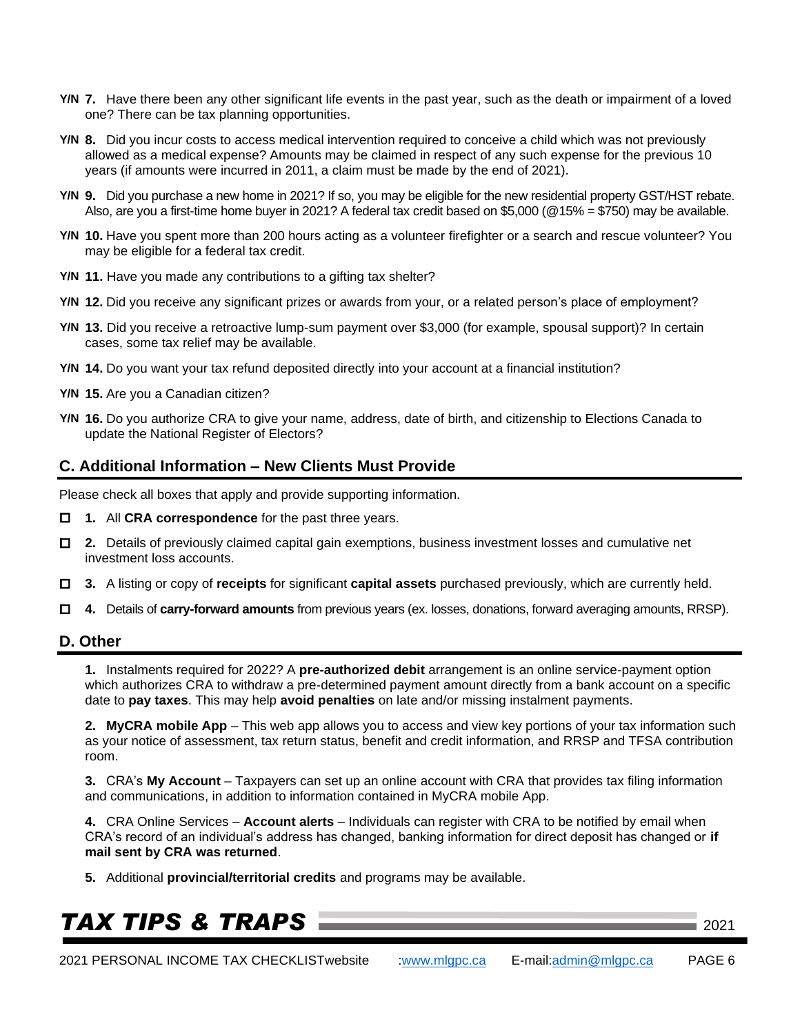**Y/N 7.** Have there been any other significant life events in the past year, such as the death or impairment of a loved one? There can be tax planning opportunities.

**Y/N 8.** Did you incur costs to access medical intervention required to conceive a child which was not previously allowed as a medical expense? Amounts may be claimed in respect of any such expense for the previous 10 years (if amounts were incurred in 2011, a claim must be made by the end of 2021).

**Y/N 9.** Did you purchase a new home in 2021? If so, you may be eligible for the new residential property GST/HST rebate. Also, are you a first-time home buyer in 2021? A federal tax credit based on $5,000 (@15% = $750) may be available.

**Y/N 10.** Have you spent more than 200 hours acting as a volunteer firefighter or a search and rescue volunteer? You may be eligible for a federal tax credit.

**Y/N 11.** Have you made any contributions to a gifting tax shelter?

**Y/N 12.** Did you receive any significant prizes or awards from your, or a related person's place of employment?

**Y/N 13.** Did you receive a retroactive lump-sum payment over $3,000 (for example, spousal support)? In certain cases, some tax relief may be available.

**Y/N 14.** Do you want your tax refund deposited directly into your account at a financial institution?

**Y/N 15.** Are you a Canadian citizen?

**Y/N 16.** Do you authorize CRA to give your name, address, date of birth, and citizenship to Elections Canada to update the National Register of Electors?

## C. Additional Information – New Clients Must Provide

Please check all boxes that apply and provide supporting information.

- ☐ **1.** All **CRA correspondence** for the past three years.
- ☐ **2.** Details of previously claimed capital gain exemptions, business investment losses and cumulative net investment loss accounts.
- ☐ **3.** A listing or copy of **receipts** for significant **capital assets** purchased previously, which are currently held.
- ☐ **4.** Details of **carry-forward amounts** from previous years (ex. losses, donations, forward averaging amounts, RRSP).

## D. Other

**1.** Instalments required for 2022? A **pre-authorized debit** arrangement is an online service-payment option which authorizes CRA to withdraw a pre-determined payment amount directly from a bank account on a specific date to **pay taxes**. This may help **avoid penalties** on late and/or missing instalment payments.

**2.** **MyCRA mobile App** – This web app allows you to access and view key portions of your tax information such as your notice of assessment, tax return status, benefit and credit information, and RRSP and TFSA contribution room.

**3.** CRA's **My Account** – Taxpayers can set up an online account with CRA that provides tax filing information and communications, in addition to information contained in MyCRA mobile App.

**4.** CRA Online Services – **Account alerts** – Individuals can register with CRA to be notified by email when CRA's record of an individual's address has changed, banking information for direct deposit has changed or **if mail sent by CRA was returned**.

**5.** Additional **provincial/territorial credits** and programs may be available.